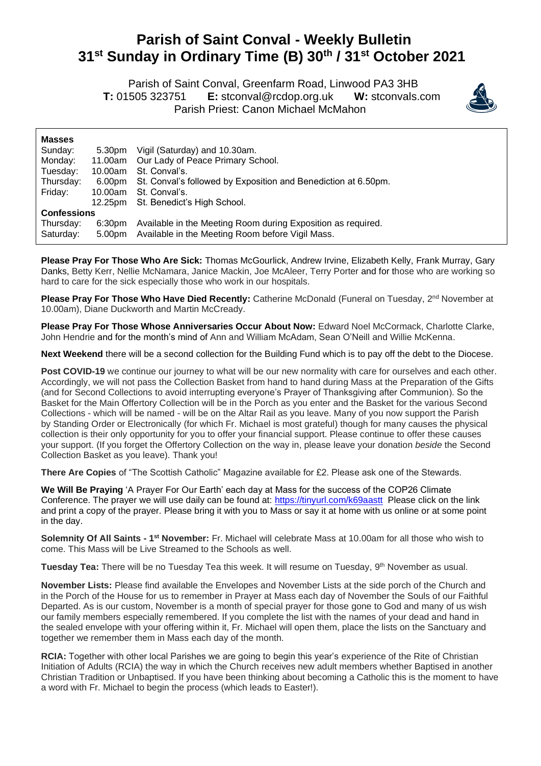# Parish of Saint Conval - Weekly Bulletin
# 31st Sunday in Ordinary Time (B) 30th / 31st October 2021

Parish of Saint Conval, Greenfarm Road, Linwood PA3 3HB
**T:** 01505 323751 **E:** stconval@rcdop.org.uk **W:** stconvals.com
Parish Priest: Canon Michael McMahon

| **Masses** | | |
|---|---|---|
| Sunday: | 5.30pm | Vigil (Saturday) and 10.30am. |
| Monday: | 11.00am | Our Lady of Peace Primary School. |
| Tuesday: | 10.00am | St. Conval's. |
| Thursday: | 6.00pm | St. Conval's followed by Exposition and Benediction at 6.50pm. |
| Friday: | 10.00am | St. Conval's. |
| | 12.25pm | St. Benedict's High School. |
| **Confessions** | | |
| Thursday: | 6:30pm | Available in the Meeting Room during Exposition as required. |
| Saturday: | 5.00pm | Available in the Meeting Room before Vigil Mass. |

**Please Pray For Those Who Are Sick:** Thomas McGourlick, Andrew Irvine, Elizabeth Kelly, Frank Murray, Gary Danks, Betty Kerr, Nellie McNamara, Janice Mackin, Joe McAleer, Terry Porter and for those who are working so hard to care for the sick especially those who work in our hospitals.

**Please Pray For Those Who Have Died Recently:** Catherine McDonald (Funeral on Tuesday, 2nd November at 10.00am), Diane Duckworth and Martin McCready.

**Please Pray For Those Whose Anniversaries Occur About Now:** Edward Noel McCormack, Charlotte Clarke, John Hendrie and for the month's mind of Ann and William McAdam, Sean O'Neill and Willie McKenna.

**Next Weekend** there will be a second collection for the Building Fund which is to pay off the debt to the Diocese.

**Post COVID-19** we continue our journey to what will be our new normality with care for ourselves and each other. Accordingly, we will not pass the Collection Basket from hand to hand during Mass at the Preparation of the Gifts (and for Second Collections to avoid interrupting everyone's Prayer of Thanksgiving after Communion). So the Basket for the Main Offertory Collection will be in the Porch as you enter and the Basket for the various Second Collections - which will be named - will be on the Altar Rail as you leave. Many of you now support the Parish by Standing Order or Electronically (for which Fr. Michael is most grateful) though for many causes the physical collection is their only opportunity for you to offer your financial support. Please continue to offer these causes your support. (If you forget the Offertory Collection on the way in, please leave your donation *beside* the Second Collection Basket as you leave). Thank you!

**There Are Copies** of "The Scottish Catholic" Magazine available for £2. Please ask one of the Stewards.

**We Will Be Praying** 'A Prayer For Our Earth' each day at Mass for the success of the COP26 Climate Conference. The prayer we will use daily can be found at: https://tinyurl.com/k69aastt Please click on the link and print a copy of the prayer. Please bring it with you to Mass or say it at home with us online or at some point in the day.

**Solemnity Of All Saints - 1st November:** Fr. Michael will celebrate Mass at 10.00am for all those who wish to come. This Mass will be Live Streamed to the Schools as well.

**Tuesday Tea:** There will be no Tuesday Tea this week. It will resume on Tuesday, 9th November as usual.

**November Lists:** Please find available the Envelopes and November Lists at the side porch of the Church and in the Porch of the House for us to remember in Prayer at Mass each day of November the Souls of our Faithful Departed. As is our custom, November is a month of special prayer for those gone to God and many of us wish our family members especially remembered. If you complete the list with the names of your dead and hand in the sealed envelope with your offering within it, Fr. Michael will open them, place the lists on the Sanctuary and together we remember them in Mass each day of the month.

**RCIA:** Together with other local Parishes we are going to begin this year's experience of the Rite of Christian Initiation of Adults (RCIA) the way in which the Church receives new adult members whether Baptised in another Christian Tradition or Unbaptised. If you have been thinking about becoming a Catholic this is the moment to have a word with Fr. Michael to begin the process (which leads to Easter!).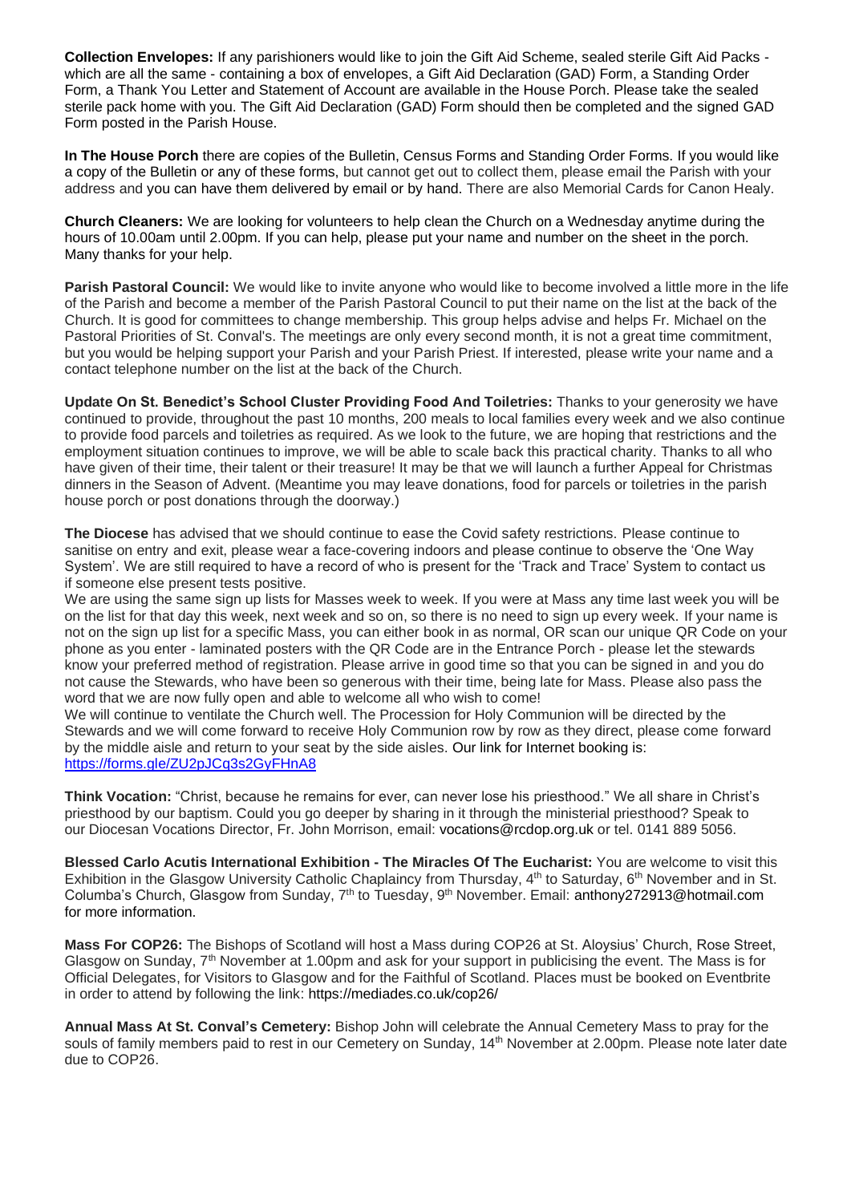**Collection Envelopes:** If any parishioners would like to join the Gift Aid Scheme, sealed sterile Gift Aid Packs - which are all the same - containing a box of envelopes, a Gift Aid Declaration (GAD) Form, a Standing Order Form, a Thank You Letter and Statement of Account are available in the House Porch. Please take the sealed sterile pack home with you. The Gift Aid Declaration (GAD) Form should then be completed and the signed GAD Form posted in the Parish House.

**In The House Porch** there are copies of the Bulletin, Census Forms and Standing Order Forms. If you would like a copy of the Bulletin or any of these forms, but cannot get out to collect them, please email the Parish with your address and you can have them delivered by email or by hand. There are also Memorial Cards for Canon Healy.

**Church Cleaners:** We are looking for volunteers to help clean the Church on a Wednesday anytime during the hours of 10.00am until 2.00pm. If you can help, please put your name and number on the sheet in the porch. Many thanks for your help.

**Parish Pastoral Council:** We would like to invite anyone who would like to become involved a little more in the life of the Parish and become a member of the Parish Pastoral Council to put their name on the list at the back of the Church. It is good for committees to change membership. This group helps advise and helps Fr. Michael on the Pastoral Priorities of St. Conval's. The meetings are only every second month, it is not a great time commitment, but you would be helping support your Parish and your Parish Priest. If interested, please write your name and a contact telephone number on the list at the back of the Church.

**Update On St. Benedict's School Cluster Providing Food And Toiletries:** Thanks to your generosity we have continued to provide, throughout the past 10 months, 200 meals to local families every week and we also continue to provide food parcels and toiletries as required. As we look to the future, we are hoping that restrictions and the employment situation continues to improve, we will be able to scale back this practical charity. Thanks to all who have given of their time, their talent or their treasure! It may be that we will launch a further Appeal for Christmas dinners in the Season of Advent. (Meantime you may leave donations, food for parcels or toiletries in the parish house porch or post donations through the doorway.)

**The Diocese** has advised that we should continue to ease the Covid safety restrictions. Please continue to sanitise on entry and exit, please wear a face-covering indoors and please continue to observe the 'One Way System'. We are still required to have a record of who is present for the 'Track and Trace' System to contact us if someone else present tests positive.

We are using the same sign up lists for Masses week to week. If you were at Mass any time last week you will be on the list for that day this week, next week and so on, so there is no need to sign up every week. If your name is not on the sign up list for a specific Mass, you can either book in as normal, OR scan our unique QR Code on your phone as you enter - laminated posters with the QR Code are in the Entrance Porch - please let the stewards know your preferred method of registration. Please arrive in good time so that you can be signed in and you do not cause the Stewards, who have been so generous with their time, being late for Mass. Please also pass the word that we are now fully open and able to welcome all who wish to come!

We will continue to ventilate the Church well. The Procession for Holy Communion will be directed by the Stewards and we will come forward to receive Holy Communion row by row as they direct, please come forward by the middle aisle and return to your seat by the side aisles. Our link for Internet booking is: https://forms.gle/ZU2pJCq3s2GyFHnA8

**Think Vocation:** "Christ, because he remains for ever, can never lose his priesthood." We all share in Christ's priesthood by our baptism. Could you go deeper by sharing in it through the ministerial priesthood? Speak to our Diocesan Vocations Director, Fr. John Morrison, email: vocations@rcdop.org.uk or tel. 0141 889 5056.

**Blessed Carlo Acutis International Exhibition - The Miracles Of The Eucharist:** You are welcome to visit this Exhibition in the Glasgow University Catholic Chaplaincy from Thursday, 4th to Saturday, 6th November and in St. Columba's Church, Glasgow from Sunday, 7th to Tuesday, 9th November. Email: anthony272913@hotmail.com for more information.

**Mass For COP26:** The Bishops of Scotland will host a Mass during COP26 at St. Aloysius' Church, Rose Street, Glasgow on Sunday, 7th November at 1.00pm and ask for your support in publicising the event. The Mass is for Official Delegates, for Visitors to Glasgow and for the Faithful of Scotland. Places must be booked on Eventbrite in order to attend by following the link: https://mediades.co.uk/cop26/

**Annual Mass At St. Conval's Cemetery:** Bishop John will celebrate the Annual Cemetery Mass to pray for the souls of family members paid to rest in our Cemetery on Sunday, 14th November at 2.00pm. Please note later date due to COP26.